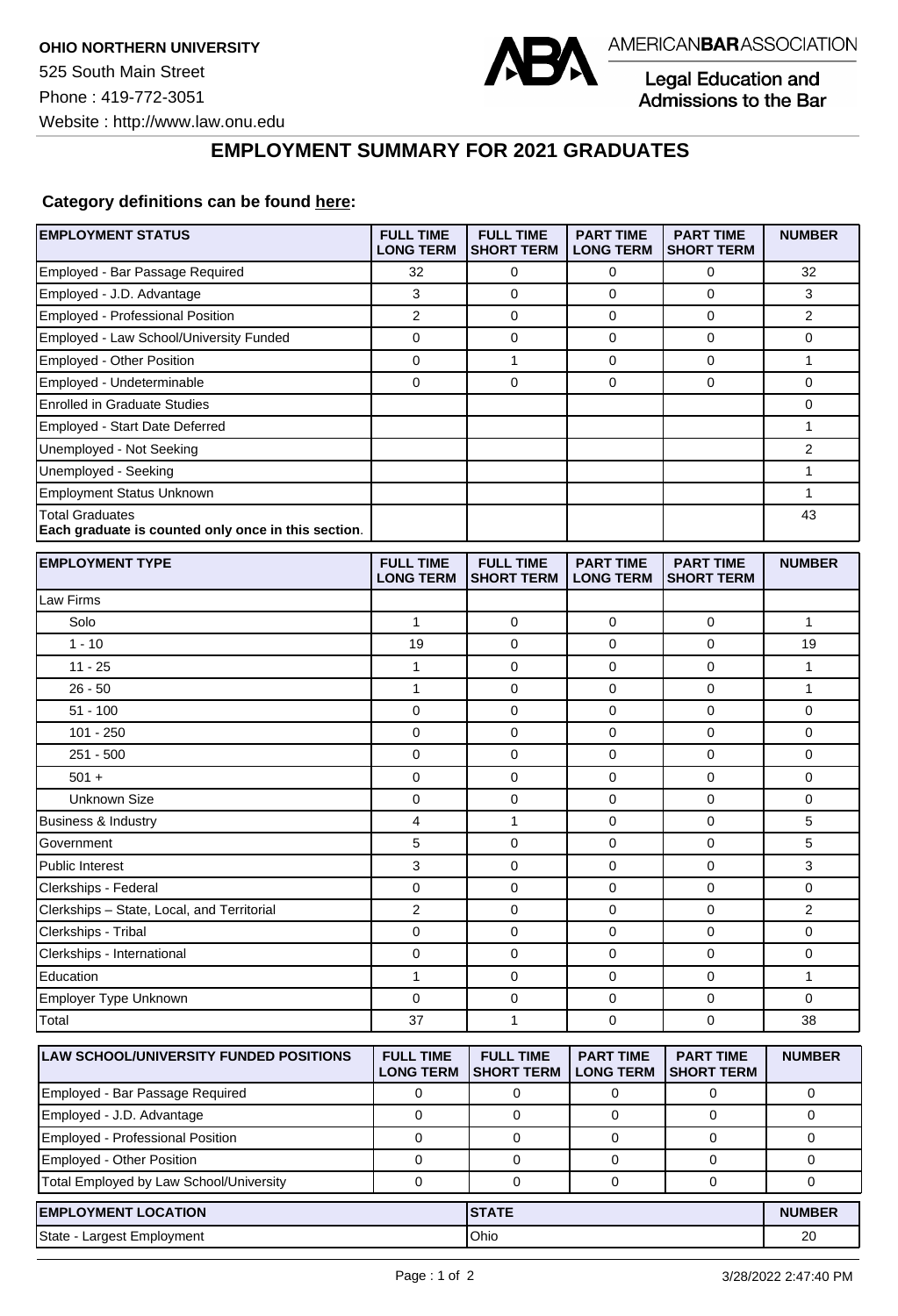**OHIO NORTHERN UNIVERSITY**

525 South Main Street

Phone : 419-772-3051

Website : http://www.law.onu.edu

AMERICAN**BAR**ASSOCIATION

Legal Education and Admissions to the Bar

## EMPLOYMENT SUMMARY FOR 2021 GRADUATES

**Category definitions can be found here:**

| EMPLOYMENT STATUS | FULL TIME LONG TERM | FULL TIME SHORT TERM | PART TIME LONG TERM | PART TIME SHORT TERM | NUMBER |
|---|---|---|---|---|---|
| Employed - Bar Passage Required | 32 | 0 | 0 | 0 | 32 |
| Employed - J.D. Advantage | 3 | 0 | 0 | 0 | 3 |
| Employed - Professional Position | 2 | 0 | 0 | 0 | 2 |
| Employed - Law School/University Funded | 0 | 0 | 0 | 0 | 0 |
| Employed - Other Position | 0 | 1 | 0 | 0 | 1 |
| Employed - Undeterminable | 0 | 0 | 0 | 0 | 0 |
| Enrolled in Graduate Studies | | | | | 0 |
| Employed - Start Date Deferred | | | | | 1 |
| Unemployed - Not Seeking | | | | | 2 |
| Unemployed - Seeking | | | | | 1 |
| Employment Status Unknown | | | | | 1 |
| Total Graduates **Each graduate is counted only once in this section**. | | | | | 43 |

| EMPLOYMENT TYPE | FULL TIME LONG TERM | FULL TIME SHORT TERM | PART TIME LONG TERM | PART TIME SHORT TERM | NUMBER |
|---|---|---|---|---|---|
| Law Firms | | | | | |
| Solo | 1 | 0 | 0 | 0 | 1 |
| 1 - 10 | 19 | 0 | 0 | 0 | 19 |
| 11 - 25 | 1 | 0 | 0 | 0 | 1 |
| 26 - 50 | 1 | 0 | 0 | 0 | 1 |
| 51 - 100 | 0 | 0 | 0 | 0 | 0 |
| 101 - 250 | 0 | 0 | 0 | 0 | 0 |
| 251 - 500 | 0 | 0 | 0 | 0 | 0 |
| 501 + | 0 | 0 | 0 | 0 | 0 |
| Unknown Size | 0 | 0 | 0 | 0 | 0 |
| Business & Industry | 4 | 1 | 0 | 0 | 5 |
| Government | 5 | 0 | 0 | 0 | 5 |
| Public Interest | 3 | 0 | 0 | 0 | 3 |
| Clerkships - Federal | 0 | 0 | 0 | 0 | 0 |
| Clerkships – State, Local, and Territorial | 2 | 0 | 0 | 0 | 2 |
| Clerkships - Tribal | 0 | 0 | 0 | 0 | 0 |
| Clerkships - International | 0 | 0 | 0 | 0 | 0 |
| Education | 1 | 0 | 0 | 0 | 1 |
| Employer Type Unknown | 0 | 0 | 0 | 0 | 0 |
| Total | 37 | 1 | 0 | 0 | 38 |

| LAW SCHOOL/UNIVERSITY FUNDED POSITIONS | FULL TIME LONG TERM | FULL TIME SHORT TERM | PART TIME LONG TERM | PART TIME SHORT TERM | NUMBER |
|---|---|---|---|---|---|
| Employed - Bar Passage Required | 0 | 0 | 0 | 0 | 0 |
| Employed - J.D. Advantage | 0 | 0 | 0 | 0 | 0 |
| Employed - Professional Position | 0 | 0 | 0 | 0 | 0 |
| Employed - Other Position | 0 | 0 | 0 | 0 | 0 |
| Total Employed by Law School/University | 0 | 0 | 0 | 0 | 0 |

| EMPLOYMENT LOCATION | STATE | NUMBER |
|---|---|---|
| State - Largest Employment | Ohio | 20 |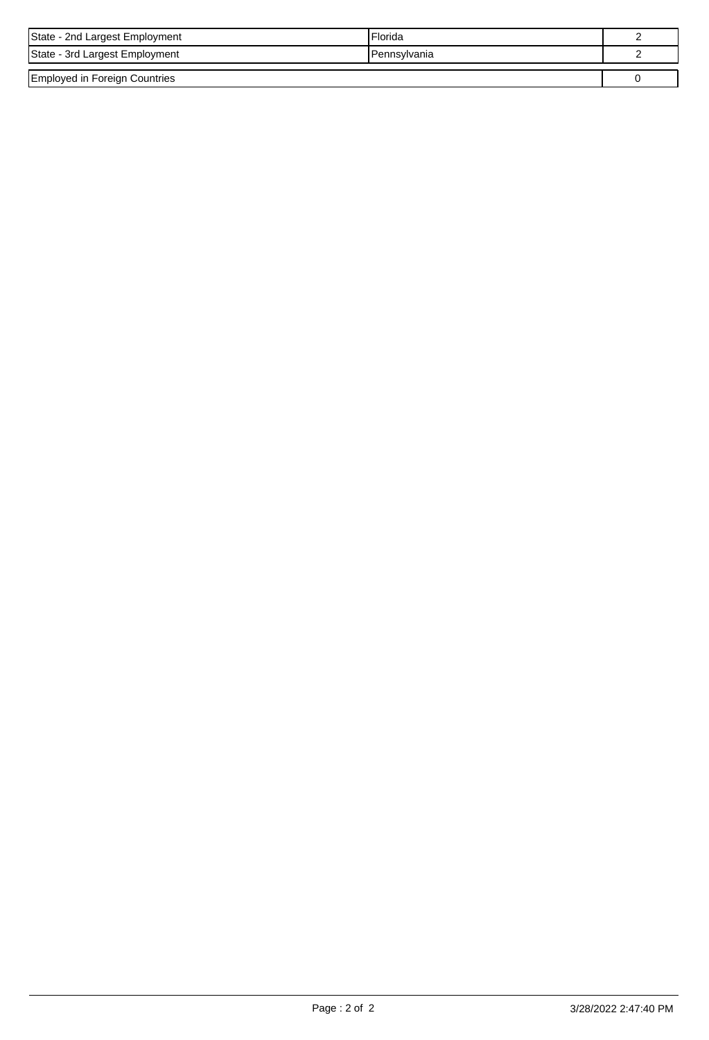| | | |
|---|---|---|
| State - 2nd Largest Employment | Florida | 2 |
| State - 3rd Largest Employment | Pennsylvania | 2 |

| | |
|---|---|
| Employed in Foreign Countries | 0 |